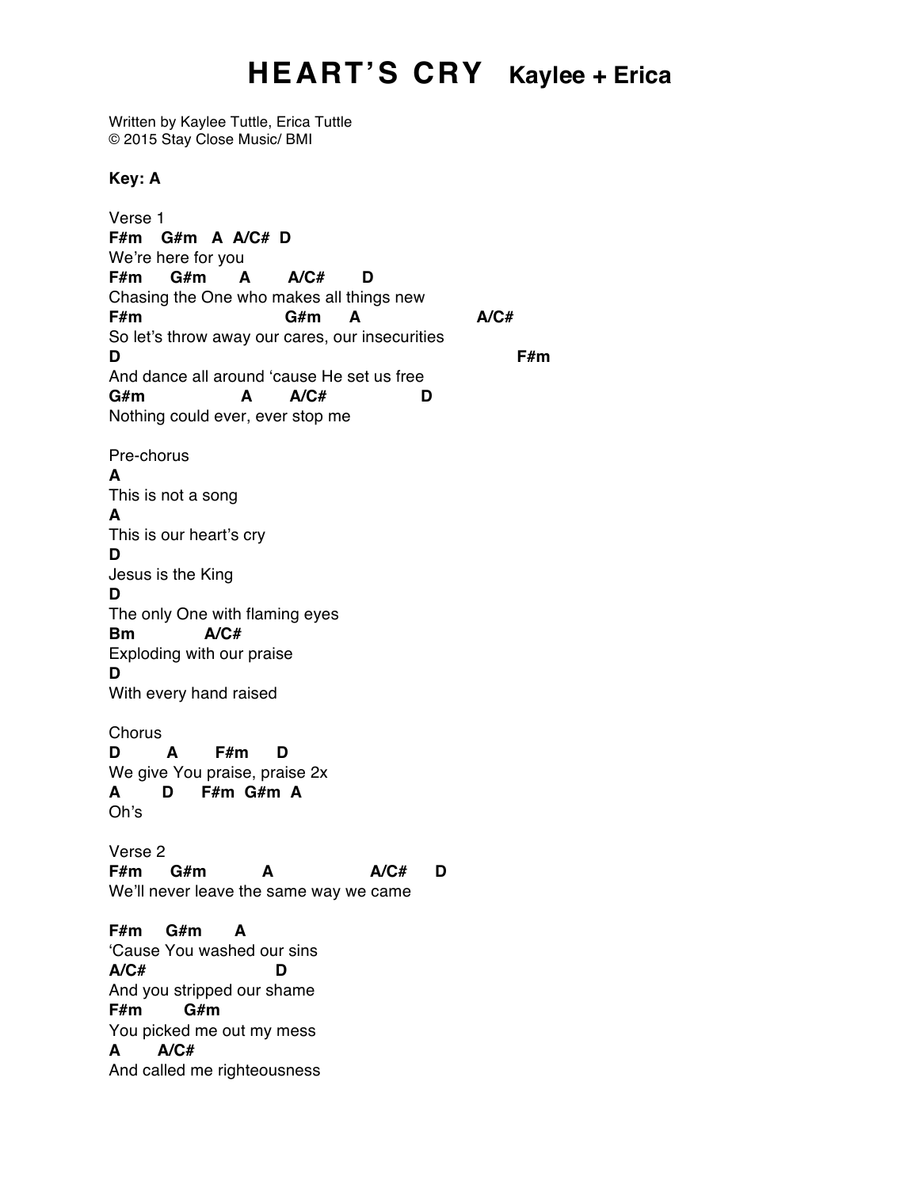# HEART'S CRY Kaylee + Erica

Written by Kaylee Tuttle, Erica Tuttle
© 2015 Stay Close Music/ BMI

**Key: A**

```
Verse 1
F#m    G#m   A  A/C#  D
We're here for you
F#m      G#m       A        A/C#        D
Chasing the One who makes all things new
F#m                         G#m      A                    A/C#
So let's throw away our cares, our insecurities
D                                                                   F#m
And dance all around 'cause He set us free
G#m                    A       A/C#                  D
Nothing could ever, ever stop me

Pre-chorus
A
This is not a song
A
This is our heart's cry
D
Jesus is the King
D
The only One with flaming eyes
Bm              A/C#
Exploding with our praise
D
With every hand raised

Chorus
D         A        F#m      D
We give You praise, praise 2x
A        D      F#m  G#m  A
Oh's

Verse 2
F#m      G#m            A                    A/C#      D
We'll never leave the same way we came

F#m     G#m       A
'Cause You washed our sins
A/C#                       D
And you stripped our shame
F#m         G#m
You picked me out my mess
A        A/C#
And called me righteousness
```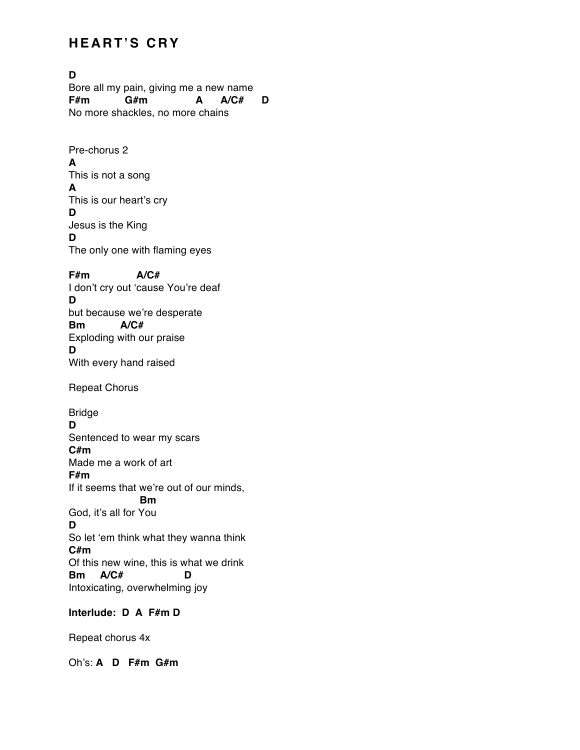## HEART'S CRY

**D**
Bore all my pain, giving me a new name
**F#m G#m A A/C# D**
No more shackles, no more chains

Pre-chorus 2
**A**
This is not a song
**A**
This is our heart's cry
**D**
Jesus is the King
**D**
The only one with flaming eyes

**F#m A/C#**
I don't cry out 'cause You're deaf
**D**
but because we're desperate
**Bm A/C#**
Exploding with our praise
**D**
With every hand raised

Repeat Chorus

Bridge
**D**
Sentenced to wear my scars
**C#m**
Made me a work of art
**F#m**
If it seems that we're out of our minds,
**Bm**
God, it's all for You
**D**
So let 'em think what they wanna think
**C#m**
Of this new wine, this is what we drink
**Bm A/C# D**
Intoxicating, overwhelming joy

**Interlude: D A F#m D**

Repeat chorus 4x

Oh's: **A D F#m G#m**